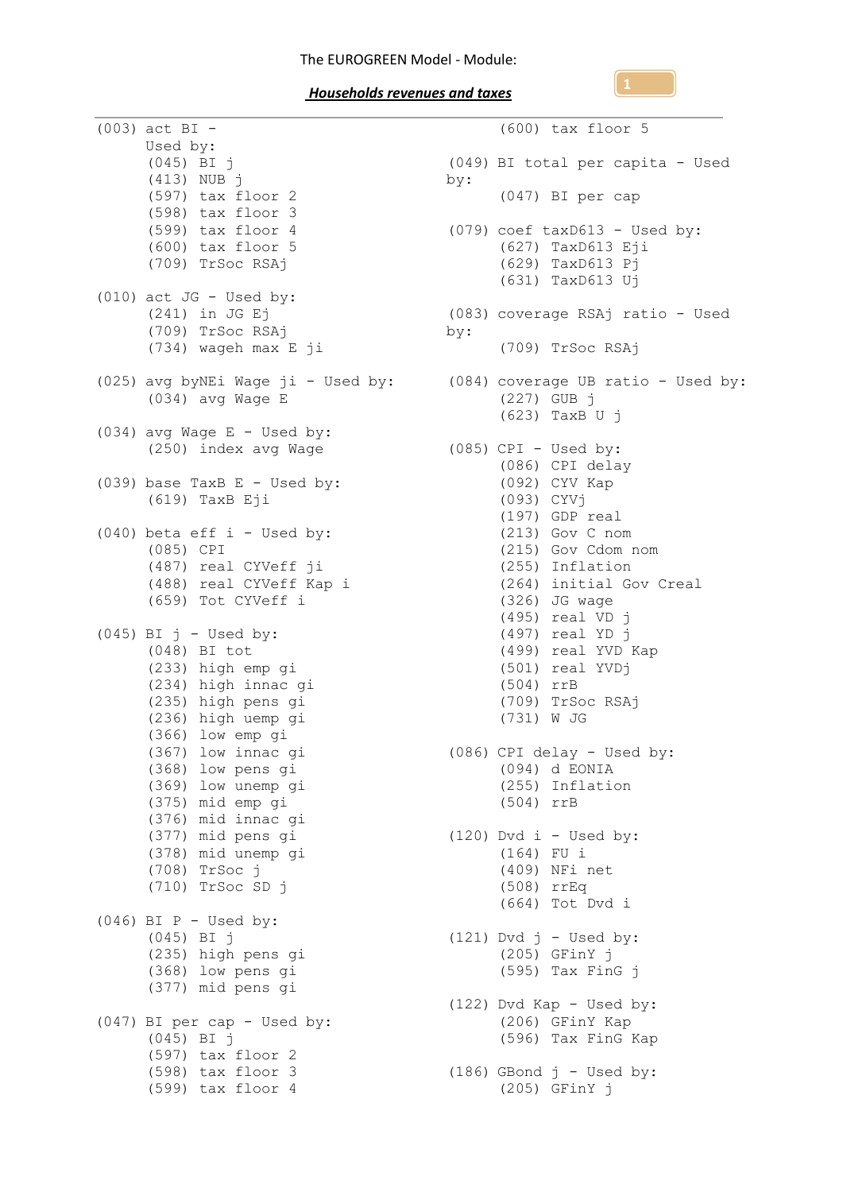The EUROGREEN Model - Module:

***Households revenues and taxes***

```
(003) act BI -
      Used by:
       (045) BI j
       (413) NUB j
       (597) tax floor 2
       (598) tax floor 3
       (599) tax floor 4
       (600) tax floor 5
       (709) TrSoc RSAj

(010) act JG - Used by:
       (241) in JG Ej
       (709) TrSoc RSAj
       (734) wageh max E ji

(025) avg byNEi Wage ji - Used by:
       (034) avg Wage E

(034) avg Wage E - Used by:
       (250) index avg Wage

(039) base TaxB E - Used by:
       (619) TaxB Eji

(040) beta eff i - Used by:
       (085) CPI
       (487) real CYVeff ji
       (488) real CYVeff Kap i
       (659) Tot CYVeff i

(045) BI j - Used by:
       (048) BI tot
       (233) high emp gi
       (234) high innac gi
       (235) high pens gi
       (236) high uemp gi
       (366) low emp gi
       (367) low innac gi
       (368) low pens gi
       (369) low unemp gi
       (375) mid emp gi
       (376) mid innac gi
       (377) mid pens gi
       (378) mid unemp gi
       (708) TrSoc j
       (710) TrSoc SD j

(046) BI P - Used by:
       (045) BI j
       (235) high pens gi
       (368) low pens gi
       (377) mid pens gi

(047) BI per cap - Used by:
       (045) BI j
       (597) tax floor 2
       (598) tax floor 3
       (599) tax floor 4
       (600) tax floor 5

(049) BI total per capita - Used by:
       (047) BI per cap

(079) coef taxD613 - Used by:
       (627) TaxD613 Eji
       (629) TaxD613 Pj
       (631) TaxD613 Uj

(083) coverage RSAj ratio - Used by:
       (709) TrSoc RSAj

(084) coverage UB ratio - Used by:
       (227) GUB j
       (623) TaxB U j

(085) CPI - Used by:
       (086) CPI delay
       (092) CYV Kap
       (093) CYVj
       (197) GDP real
       (213) Gov C nom
       (215) Gov Cdom nom
       (255) Inflation
       (264) initial Gov Creal
       (326) JG wage
       (495) real VD j
       (497) real YD j
       (499) real YVD Kap
       (501) real YVDj
       (504) rrB
       (709) TrSoc RSAj
       (731) W JG

(086) CPI delay - Used by:
       (094) d EONIA
       (255) Inflation
       (504) rrB

(120) Dvd i - Used by:
       (164) FU i
       (409) NFi net
       (508) rrEq
       (664) Tot Dvd i

(121) Dvd j - Used by:
       (205) GFinY j
       (595) Tax FinG j

(122) Dvd Kap - Used by:
       (206) GFinY Kap
       (596) Tax FinG Kap

(186) GBond j - Used by:
       (205) GFinY j
```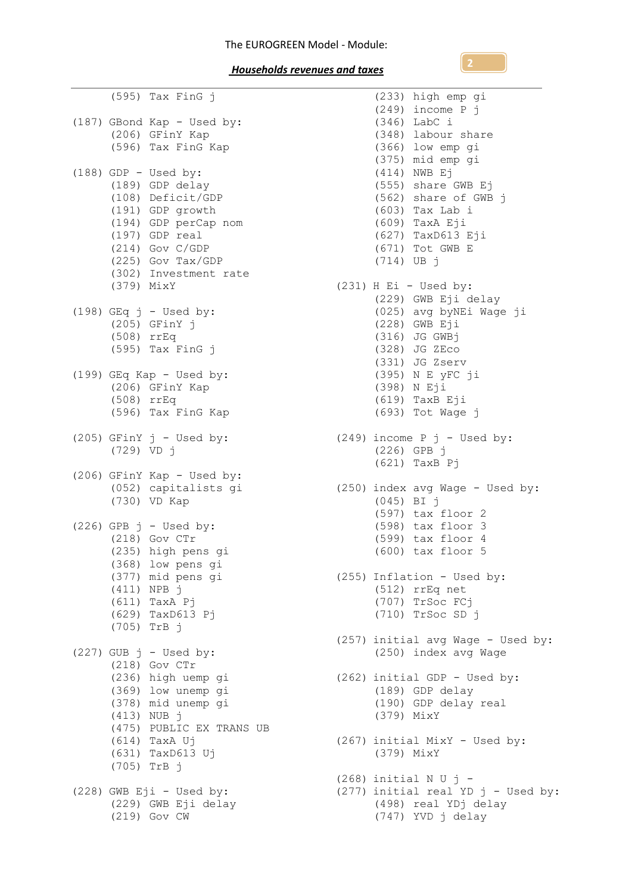```
      (595) Tax FinG j

(187) GBond Kap - Used by:
      (206) GFinY Kap
      (596) Tax FinG Kap

(188) GDP - Used by:
      (189) GDP delay
      (108) Deficit/GDP
      (191) GDP growth
      (194) GDP perCap nom
      (197) GDP real
      (214) Gov C/GDP
      (225) Gov Tax/GDP
      (302) Investment rate
      (379) MixY

(198) GEq j - Used by:
      (205) GFinY j
      (508) rrEq
      (595) Tax FinG j

(199) GEq Kap - Used by:
      (206) GFinY Kap
      (508) rrEq
      (596) Tax FinG Kap

(205) GFinY j - Used by:
      (729) VD j

(206) GFinY Kap - Used by:
      (052) capitalists gi
      (730) VD Kap

(226) GPB j - Used by:
      (218) Gov CTr
      (235) high pens gi
      (368) low pens gi
      (377) mid pens gi
      (411) NPB j
      (611) TaxA Pj
      (629) TaxD613 Pj
      (705) TrB j

(227) GUB j - Used by:
      (218) Gov CTr
      (236) high uemp gi
      (369) low unemp gi
      (378) mid unemp gi
      (413) NUB j
      (475) PUBLIC EX TRANS UB
      (614) TaxA Uj
      (631) TaxD613 Uj
      (705) TrB j

(228) GWB Eji - Used by:
      (229) GWB Eji delay
      (219) Gov CW
      (233) high emp gi
      (249) income P j
      (346) LabC i
      (348) labour share
      (366) low emp gi
      (375) mid emp gi
      (414) NWB Ej
      (555) share GWB Ej
      (562) share of GWB j
      (603) Tax Lab i
      (609) TaxA Eji
      (627) TaxD613 Eji
      (671) Tot GWB E
      (714) UB j

(231) H Ei - Used by:
      (229) GWB Eji delay
      (025) avg byNEi Wage ji
      (228) GWB Eji
      (316) JG GWBj
      (328) JG ZEco
      (331) JG Zserv
      (395) N E yFC ji
      (398) N Eji
      (619) TaxB Eji
      (693) Tot Wage j

(249) income P j - Used by:
      (226) GPB j
      (621) TaxB Pj

(250) index avg Wage - Used by:
      (045) BI j
      (597) tax floor 2
      (598) tax floor 3
      (599) tax floor 4
      (600) tax floor 5

(255) Inflation - Used by:
      (512) rrEq net
      (707) TrSoc FCj
      (710) TrSoc SD j

(257) initial avg Wage - Used by:
      (250) index avg Wage

(262) initial GDP - Used by:
      (189) GDP delay
      (190) GDP delay real
      (379) MixY

(267) initial MixY - Used by:
      (379) MixY

(268) initial N U j -
(277) initial real YD j - Used by:
      (498) real YDj delay
      (747) YVD j delay
```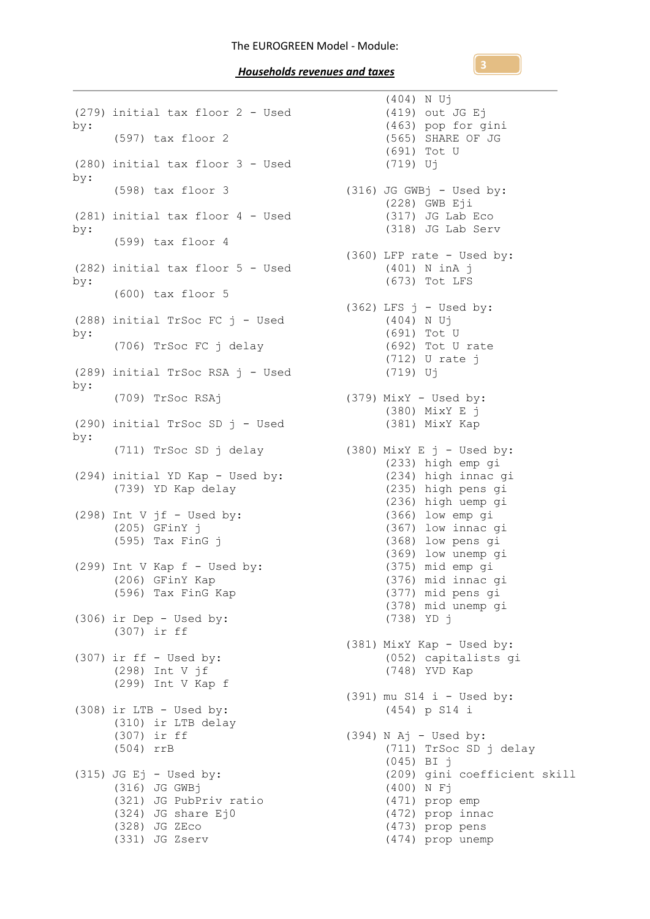(279) initial tax floor 2 - Used by:
- (597) tax floor 2

(280) initial tax floor 3 - Used by:
- (598) tax floor 3

(281) initial tax floor 4 - Used by:
- (599) tax floor 4

(282) initial tax floor 5 - Used by:
- (600) tax floor 5

(288) initial TrSoc FC j - Used by:
- (706) TrSoc FC j delay

(289) initial TrSoc RSA j - Used by:
- (709) TrSoc RSAj

(290) initial TrSoc SD j - Used by:
- (711) TrSoc SD j delay

(294) initial YD Kap - Used by:
- (739) YD Kap delay

(298) Int V jf - Used by:
- (205) GFinY j
- (595) Tax FinG j

(299) Int V Kap f - Used by:
- (206) GFinY Kap
- (596) Tax FinG Kap

(306) ir Dep - Used by:
- (307) ir ff

(307) ir ff - Used by:
- (298) Int V jf
- (299) Int V Kap f

(308) ir LTB - Used by:
- (310) ir LTB delay
- (307) ir ff
- (504) rrB

(315) JG Ej - Used by:
- (316) JG GWBj
- (321) JG PubPriv ratio
- (324) JG share Ej0
- (328) JG ZEco
- (331) JG Zserv
- (404) N Uj
- (419) out JG Ej
- (463) pop for gini
- (565) SHARE OF JG
- (691) Tot U
- (719) Uj

(316) JG GWBj - Used by:
- (228) GWB Eji
- (317) JG Lab Eco
- (318) JG Lab Serv

(360) LFP rate - Used by:
- (401) N inA j
- (673) Tot LFS

(362) LFS j - Used by:
- (404) N Uj
- (691) Tot U
- (692) Tot U rate
- (712) U rate j
- (719) Uj

(379) MixY - Used by:
- (380) MixY E j
- (381) MixY Kap

(380) MixY E j - Used by:
- (233) high emp gi
- (234) high innac gi
- (235) high pens gi
- (236) high uemp gi
- (366) low emp gi
- (367) low innac gi
- (368) low pens gi
- (369) low unemp gi
- (375) mid emp gi
- (376) mid innac gi
- (377) mid pens gi
- (378) mid unemp gi
- (738) YD j

(381) MixY Kap - Used by:
- (052) capitalists gi
- (748) YVD Kap

(391) mu S14 i - Used by:
- (454) p S14 i

(394) N Aj - Used by:
- (711) TrSoc SD j delay
- (045) BI j
- (209) gini coefficient skill
- (400) N Fj
- (471) prop emp
- (472) prop innac
- (473) prop pens
- (474) prop unemp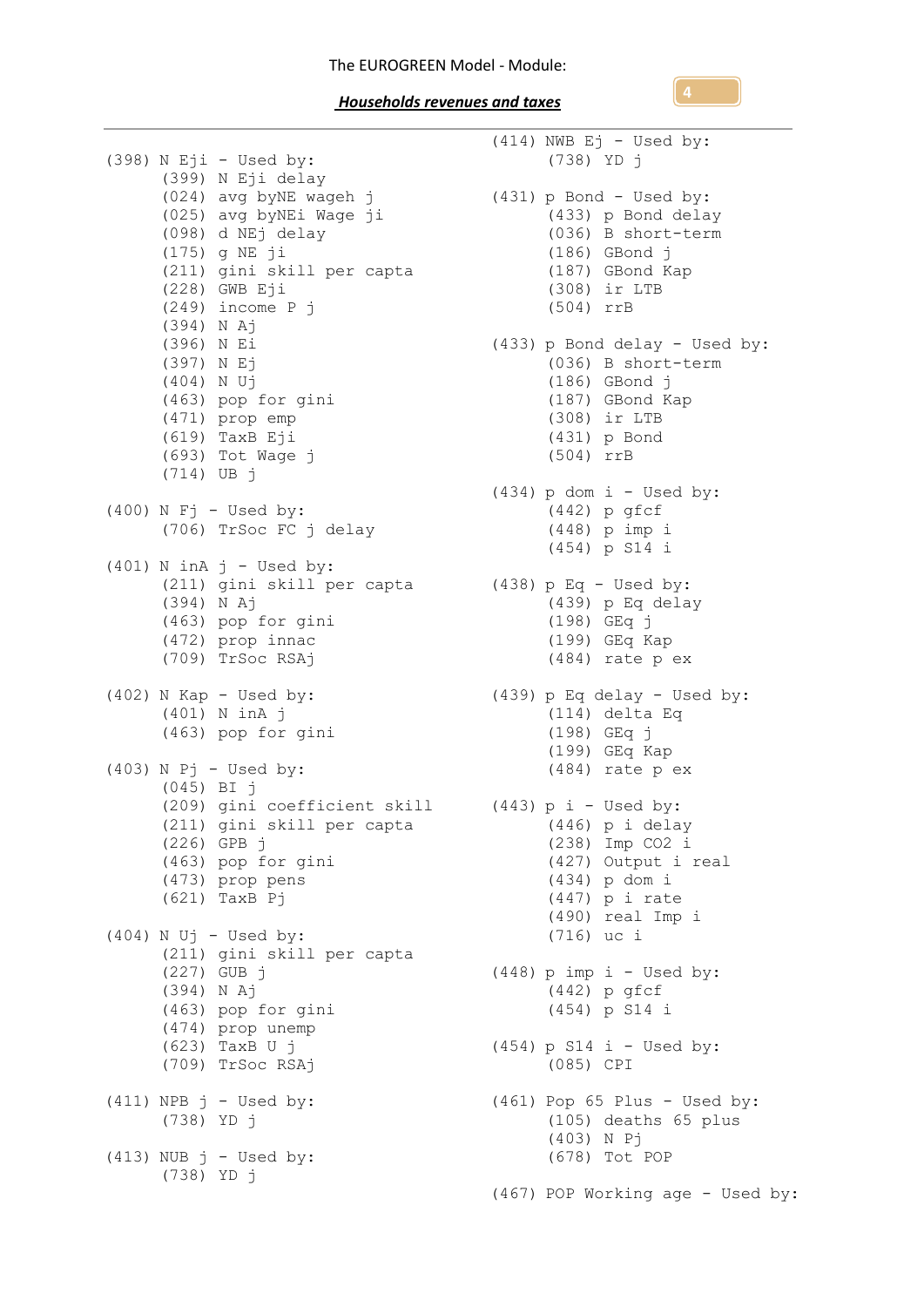```
(398) N Eji - Used by:
      (399) N Eji delay
      (024) avg byNE wageh j
      (025) avg byNEi Wage ji
      (098) d NEj delay
      (175) g NE ji
      (211) gini skill per capta
      (228) GWB Eji
      (249) income P j
      (394) N Aj
      (396) N Ei
      (397) N Ej
      (404) N Uj
      (463) pop for gini
      (471) prop emp
      (619) TaxB Eji
      (693) Tot Wage j
      (714) UB j

(400) N Fj - Used by:
      (706) TrSoc FC j delay

(401) N inA j - Used by:
      (211) gini skill per capta
      (394) N Aj
      (463) pop for gini
      (472) prop innac
      (709) TrSoc RSAj

(402) N Kap - Used by:
      (401) N inA j
      (463) pop for gini

(403) N Pj - Used by:
      (045) BI j
      (209) gini coefficient skill
      (211) gini skill per capta
      (226) GPB j
      (463) pop for gini
      (473) prop pens
      (621) TaxB Pj

(404) N Uj - Used by:
      (211) gini skill per capta
      (227) GUB j
      (394) N Aj
      (463) pop for gini
      (474) prop unemp
      (623) TaxB U j
      (709) TrSoc RSAj

(411) NPB j - Used by:
      (738) YD j

(413) NUB j - Used by:
      (738) YD j

(414) NWB Ej - Used by:
      (738) YD j

(431) p Bond - Used by:
      (433) p Bond delay
      (036) B short-term
      (186) GBond j
      (187) GBond Kap
      (308) ir LTB
      (504) rrB

(433) p Bond delay - Used by:
      (036) B short-term
      (186) GBond j
      (187) GBond Kap
      (308) ir LTB
      (431) p Bond
      (504) rrB

(434) p dom i - Used by:
      (442) p gfcf
      (448) p imp i
      (454) p S14 i

(438) p Eq - Used by:
      (439) p Eq delay
      (198) GEq j
      (199) GEq Kap
      (484) rate p ex

(439) p Eq delay - Used by:
      (114) delta Eq
      (198) GEq j
      (199) GEq Kap
      (484) rate p ex

(443) p i - Used by:
      (446) p i delay
      (238) Imp CO2 i
      (427) Output i real
      (434) p dom i
      (447) p i rate
      (490) real Imp i
      (716) uc i

(448) p imp i - Used by:
      (442) p gfcf
      (454) p S14 i

(454) p S14 i - Used by:
      (085) CPI

(461) Pop 65 Plus - Used by:
      (105) deaths 65 plus
      (403) N Pj
      (678) Tot POP

(467) POP Working age - Used by:
```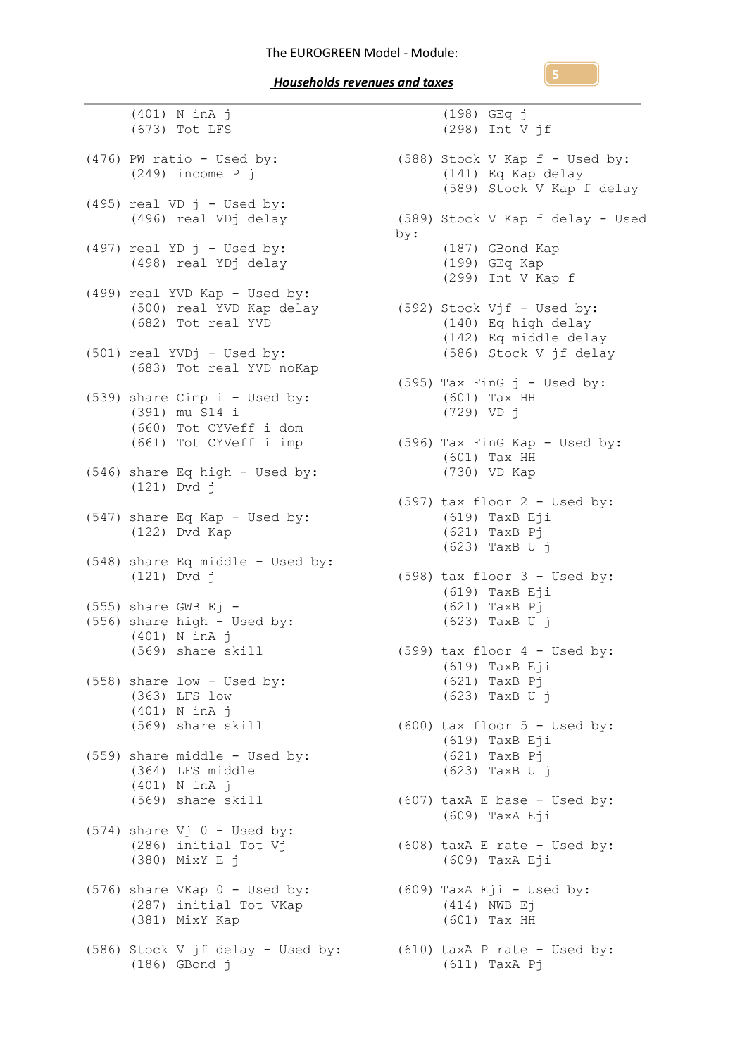```
      (401) N inA j
      (673) Tot LFS

(476) PW ratio - Used by:
      (249) income P j

(495) real VD j - Used by:
      (496) real VDj delay

(497) real YD j - Used by:
      (498) real YDj delay

(499) real YVD Kap - Used by:
      (500) real YVD Kap delay
      (682) Tot real YVD

(501) real YVDj - Used by:
      (683) Tot real YVD noKap

(539) share Cimp i - Used by:
      (391) mu S14 i
      (660) Tot CYVeff i dom
      (661) Tot CYVeff i imp

(546) share Eq high - Used by:
      (121) Dvd j

(547) share Eq Kap - Used by:
      (122) Dvd Kap

(548) share Eq middle - Used by:
      (121) Dvd j

(555) share GWB Ej -
(556) share high - Used by:
      (401) N inA j
      (569) share skill

(558) share low - Used by:
      (363) LFS low
      (401) N inA j
      (569) share skill

(559) share middle - Used by:
      (364) LFS middle
      (401) N inA j
      (569) share skill

(574) share Vj 0 - Used by:
      (286) initial Tot Vj
      (380) MixY E j

(576) share VKap 0 - Used by:
      (287) initial Tot VKap
      (381) MixY Kap

(586) Stock V jf delay - Used by:
      (186) GBond j
      (198) GEq j
      (298) Int V jf

(588) Stock V Kap f - Used by:
      (141) Eq Kap delay
      (589) Stock V Kap f delay

(589) Stock V Kap f delay - Used
by:
      (187) GBond Kap
      (199) GEq Kap
      (299) Int V Kap f

(592) Stock Vjf - Used by:
      (140) Eq high delay
      (142) Eq middle delay
      (586) Stock V jf delay

(595) Tax FinG j - Used by:
      (601) Tax HH
      (729) VD j

(596) Tax FinG Kap - Used by:
      (601) Tax HH
      (730) VD Kap

(597) tax floor 2 - Used by:
      (619) TaxB Eji
      (621) TaxB Pj
      (623) TaxB U j

(598) tax floor 3 - Used by:
      (619) TaxB Eji
      (621) TaxB Pj
      (623) TaxB U j

(599) tax floor 4 - Used by:
      (619) TaxB Eji
      (621) TaxB Pj
      (623) TaxB U j

(600) tax floor 5 - Used by:
      (619) TaxB Eji
      (621) TaxB Pj
      (623) TaxB U j

(607) taxA E base - Used by:
      (609) TaxA Eji

(608) taxA E rate - Used by:
      (609) TaxA Eji

(609) TaxA Eji - Used by:
      (414) NWB Ej
      (601) Tax HH

(610) taxA P rate - Used by:
      (611) TaxA Pj
```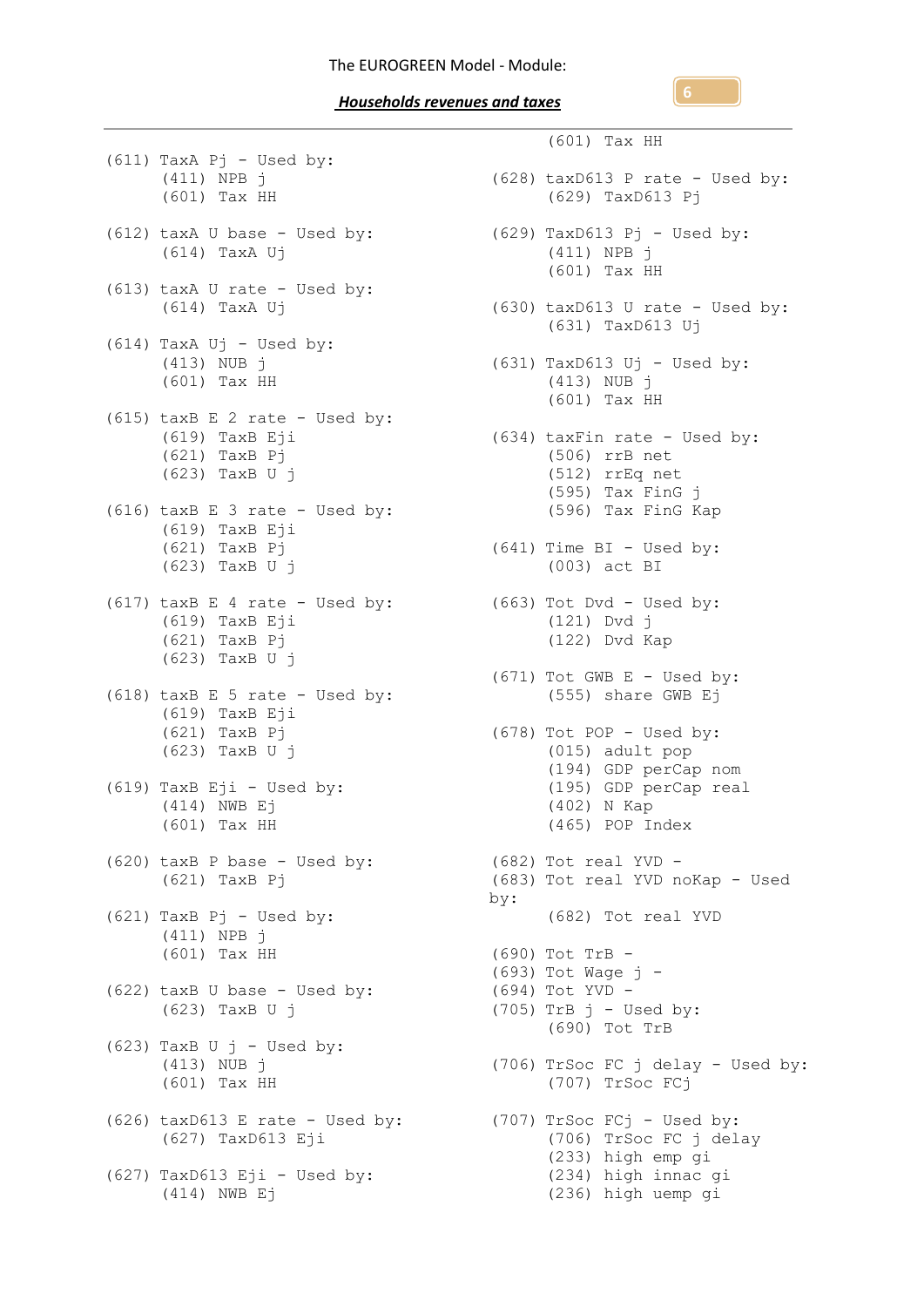(601) Tax HH

(611) TaxA Pj - Used by:
    (411) NPB j
    (601) Tax HH

(612) taxA U base - Used by:
    (614) TaxA Uj

(613) taxA U rate - Used by:
    (614) TaxA Uj

(614) TaxA Uj - Used by:
    (413) NUB j
    (601) Tax HH

(615) taxB E 2 rate - Used by:
    (619) TaxB Eji
    (621) TaxB Pj
    (623) TaxB U j

(616) taxB E 3 rate - Used by:
    (619) TaxB Eji
    (621) TaxB Pj
    (623) TaxB U j

(617) taxB E 4 rate - Used by:
    (619) TaxB Eji
    (621) TaxB Pj
    (623) TaxB U j

(618) taxB E 5 rate - Used by:
    (619) TaxB Eji
    (621) TaxB Pj
    (623) TaxB U j

(619) TaxB Eji - Used by:
    (414) NWB Ej
    (601) Tax HH

(620) taxB P base - Used by:
    (621) TaxB Pj

(621) TaxB Pj - Used by:
    (411) NPB j
    (601) Tax HH

(622) taxB U base - Used by:
    (623) TaxB U j

(623) TaxB U j - Used by:
    (413) NUB j
    (601) Tax HH

(626) taxD613 E rate - Used by:
    (627) TaxD613 Eji

(627) TaxD613 Eji - Used by:
    (414) NWB Ej
    (601) Tax HH

(628) taxD613 P rate - Used by:
    (629) TaxD613 Pj

(629) TaxD613 Pj - Used by:
    (411) NPB j
    (601) Tax HH

(630) taxD613 U rate - Used by:
    (631) TaxD613 Uj

(631) TaxD613 Uj - Used by:
    (413) NUB j
    (601) Tax HH

(634) taxFin rate - Used by:
    (506) rrB net
    (512) rrEq net
    (595) Tax FinG j
    (596) Tax FinG Kap

(641) Time BI - Used by:
    (003) act BI

(663) Tot Dvd - Used by:
    (121) Dvd j
    (122) Dvd Kap

(671) Tot GWB E - Used by:
    (555) share GWB Ej

(678) Tot POP - Used by:
    (015) adult pop
    (194) GDP perCap nom
    (195) GDP perCap real
    (402) N Kap
    (465) POP Index

(682) Tot real YVD -
(683) Tot real YVD noKap - Used by:
    (682) Tot real YVD

(690) Tot TrB -
(693) Tot Wage j -
(694) Tot YVD -
(705) TrB j - Used by:
    (690) Tot TrB

(706) TrSoc FC j delay - Used by:
    (707) TrSoc FCj

(707) TrSoc FCj - Used by:
    (706) TrSoc FC j delay
    (233) high emp gi
    (234) high innac gi
    (236) high uemp gi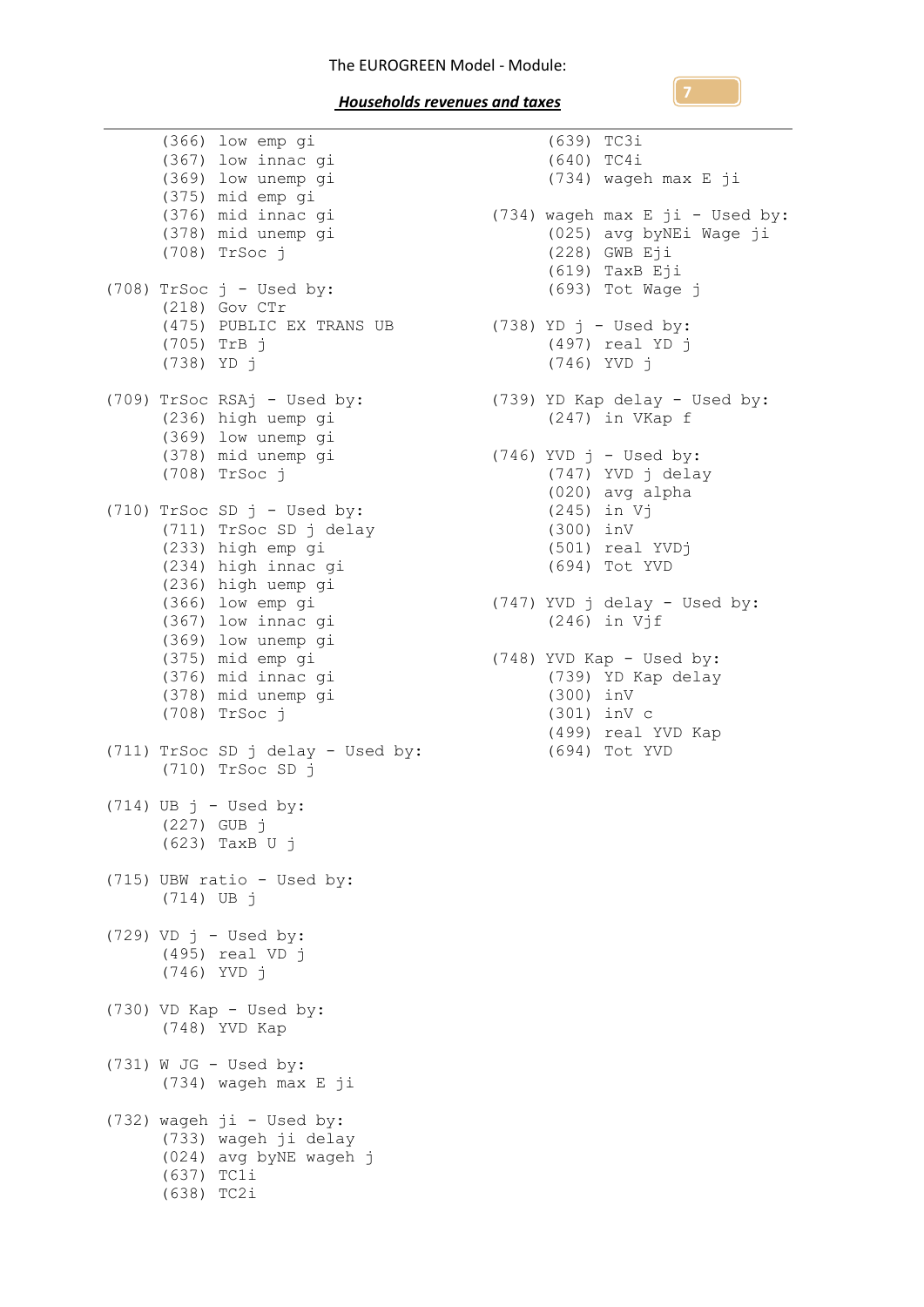```
      (366) low emp gi
      (367) low innac gi
      (369) low unemp gi
      (375) mid emp gi
      (376) mid innac gi
      (378) mid unemp gi
      (708) TrSoc j

(708) TrSoc j - Used by:
      (218) Gov CTr
      (475) PUBLIC EX TRANS UB
      (705) TrB j
      (738) YD j

(709) TrSoc RSAj - Used by:
      (236) high uemp gi
      (369) low unemp gi
      (378) mid unemp gi
      (708) TrSoc j

(710) TrSoc SD j - Used by:
      (711) TrSoc SD j delay
      (233) high emp gi
      (234) high innac gi
      (236) high uemp gi
      (366) low emp gi
      (367) low innac gi
      (369) low unemp gi
      (375) mid emp gi
      (376) mid innac gi
      (378) mid unemp gi
      (708) TrSoc j

(711) TrSoc SD j delay - Used by:
      (710) TrSoc SD j

(714) UB j - Used by:
      (227) GUB j
      (623) TaxB U j

(715) UBW ratio - Used by:
      (714) UB j

(729) VD j - Used by:
      (495) real VD j
      (746) YVD j

(730) VD Kap - Used by:
      (748) YVD Kap

(731) W JG - Used by:
      (734) wageh max E ji

(732) wageh ji - Used by:
      (733) wageh ji delay
      (024) avg byNE wageh j
      (637) TC1i
      (638) TC2i
      (639) TC3i
      (640) TC4i
      (734) wageh max E ji

(734) wageh max E ji - Used by:
      (025) avg byNEi Wage ji
      (228) GWB Eji
      (619) TaxB Eji
      (693) Tot Wage j

(738) YD j - Used by:
      (497) real YD j
      (746) YVD j

(739) YD Kap delay - Used by:
      (247) in VKap f

(746) YVD j - Used by:
      (747) YVD j delay
      (020) avg alpha
      (245) in Vj
      (300) inV
      (501) real YVDj
      (694) Tot YVD

(747) YVD j delay - Used by:
      (246) in Vjf

(748) YVD Kap - Used by:
      (739) YD Kap delay
      (300) inV
      (301) inV c
      (499) real YVD Kap
      (694) Tot YVD
```